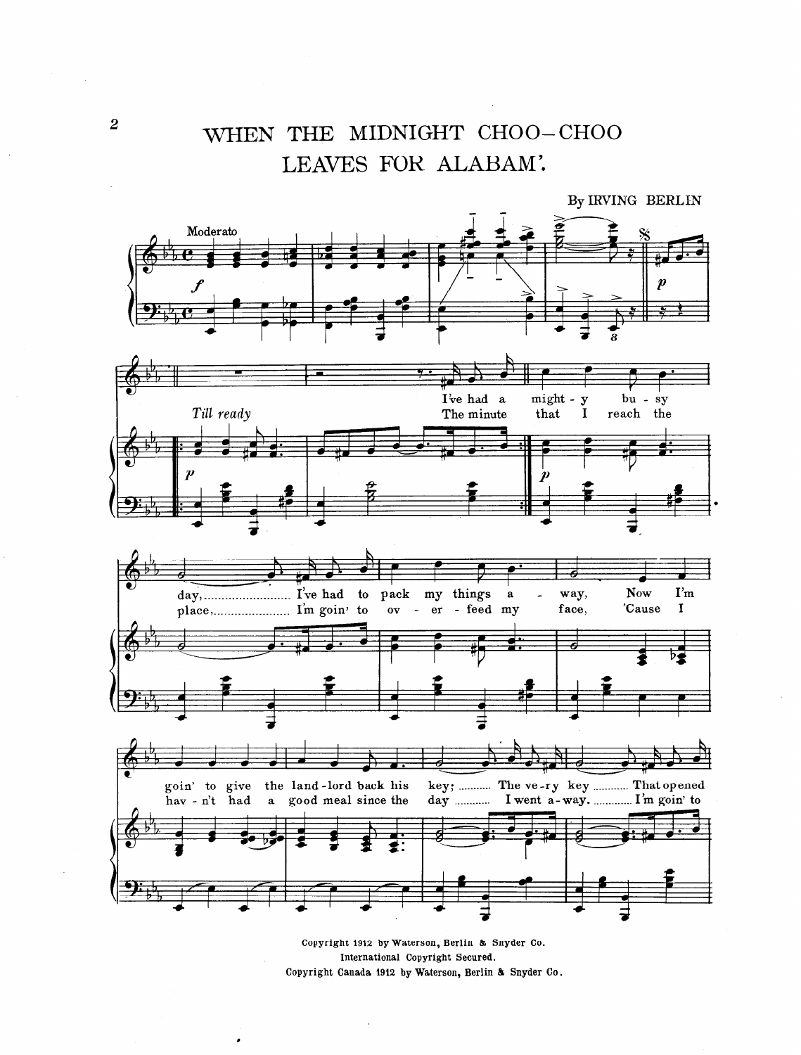# WHEN THE MIDNIGHT CHOO-CHOO LEAVES FOR ALABAM'.

By IRVING BERLIN

Moderato

*Till ready*

I've had a mighty busy day, ........................ I've had to pack my things away, Now I'm goin' to give the land-lord back his key; .......... The ve-ry key .......... That opened

The minute that I reach the place, ...................... I'm goin' to over-feed my face, 'Cause I hav-n't had a good meal since the day .......... I went a-way. ............ I'm goin' to

Copyright 1912 by Waterson, Berlin & Snyder Co.
International Copyright Secured.
Copyright Canada 1912 by Waterson, Berlin & Snyder Co.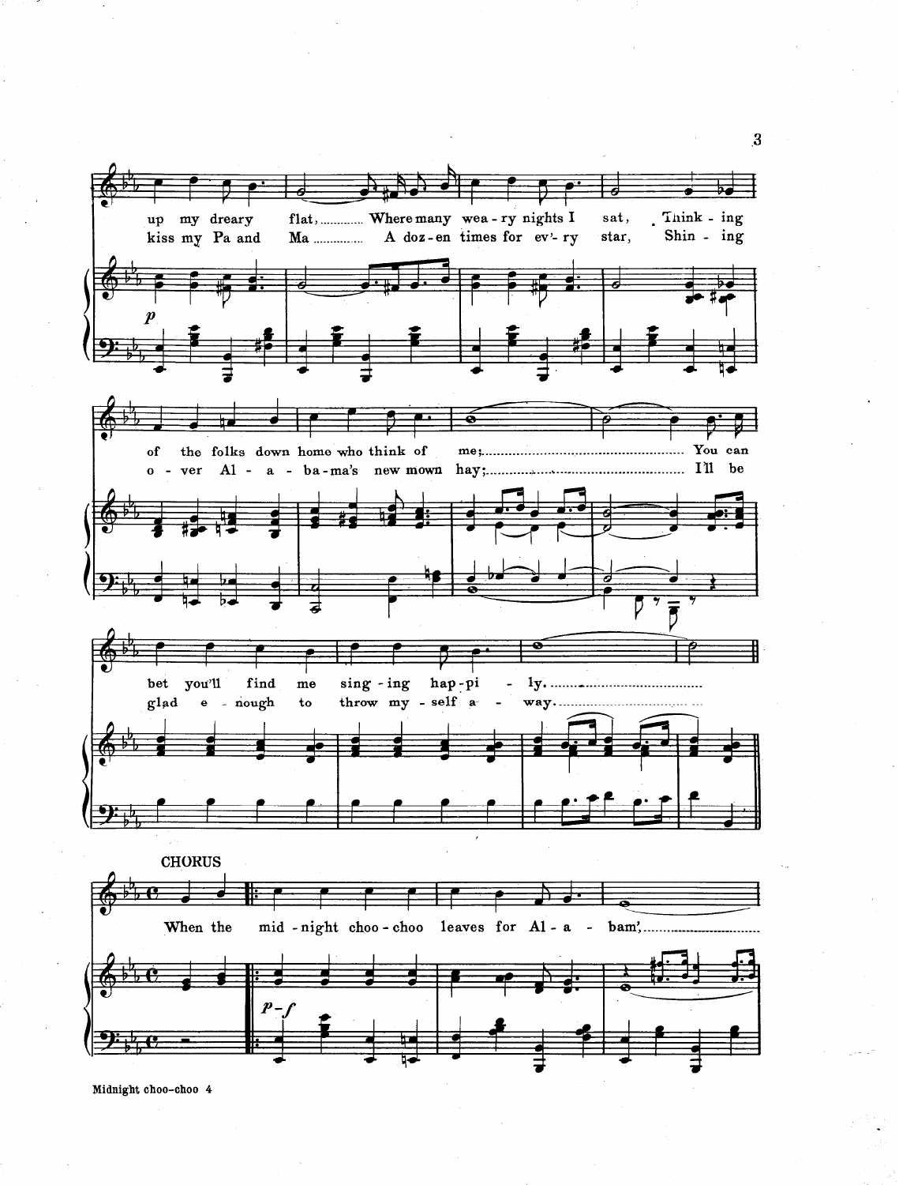up my dreary flat, ............ Where many wea - ry nights I sat, Think - ing
kiss my Pa and Ma ............ A doz - en times for ev' - ry star, Shin - ing

of the folks down home who think of me; ............ You can
o - ver Al - a - ba - ma's new mown hay; ............ I'll be

bet you'll find me sing - ing hap - pi - ly. ............
glad e - nough to throw my - self a - way. ............

CHORUS

When the mid - night choo - choo leaves for Al - a - bam', ............

Midnight choo-choo 4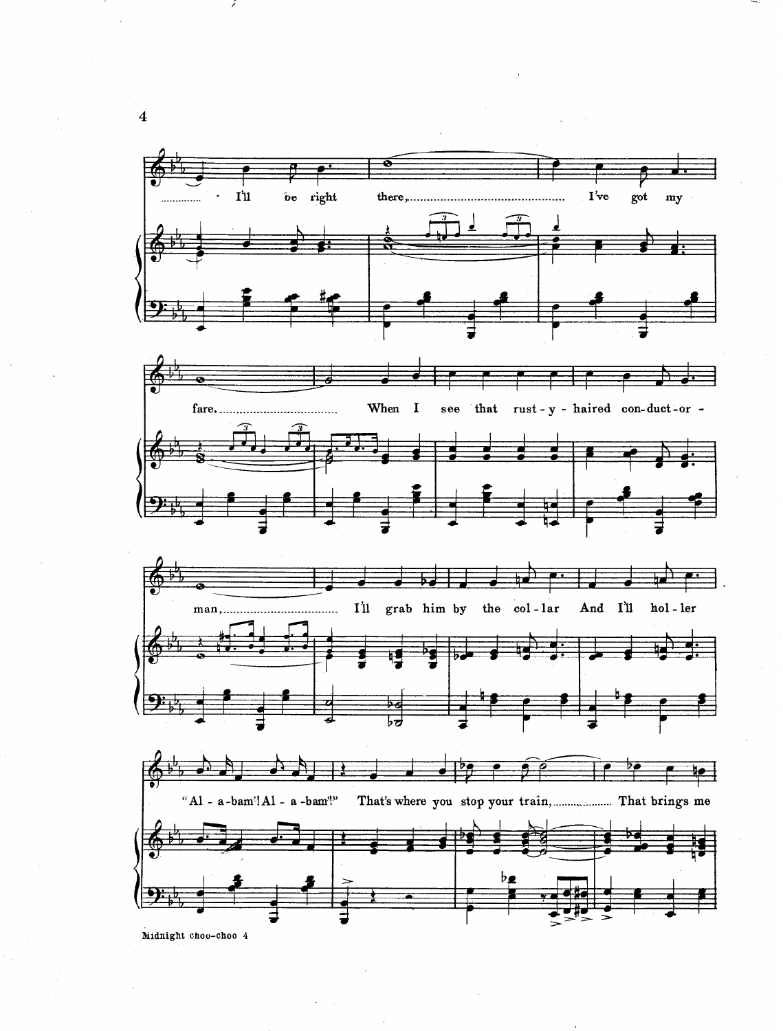I'll be right there, I've got my fare. When I see that rust-y-haired con-duct-or-man, I'll grab him by the col-lar And I'll hol-ler "Al-a-bam'! Al-a-bam'!" That's where you stop your train, That brings me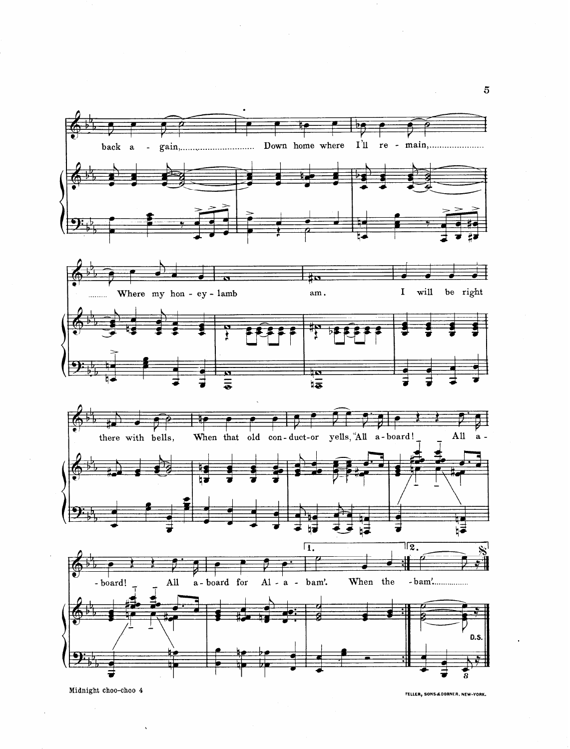back a - gain,........................ Down home where I'll re - main,........................ Where my hon - ey - lamb am. I will be right there with bells, When that old con - duct - or yells, "All a - board! All a - board! All a - board for Al - a - bam'. When the - bam'.................

1. 2.

D.S.

Midnight choo-choo 4

TELLER, SONS & DORNER, NEW-YORK.